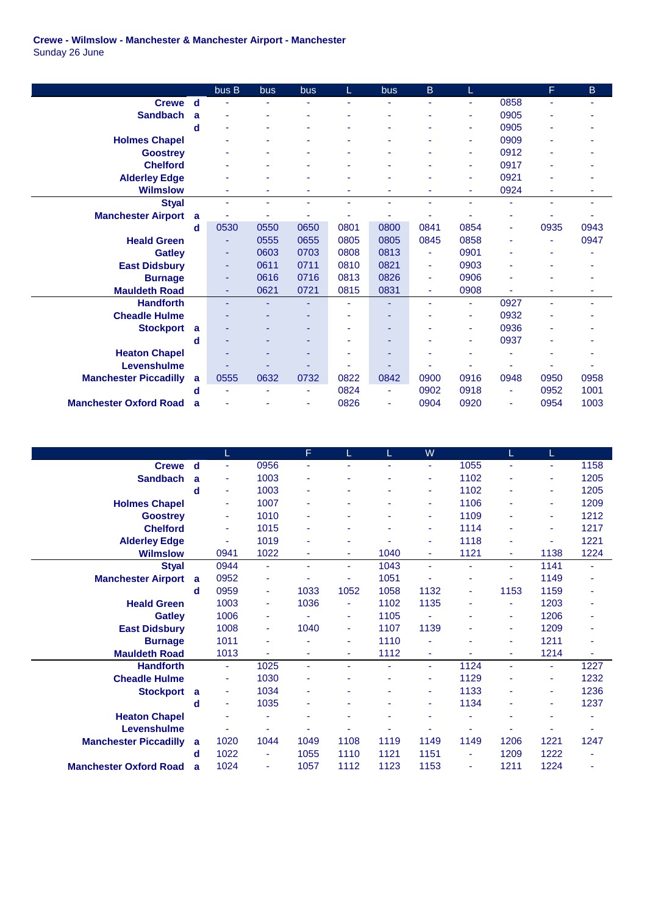**Crewe - Wilmslow - Manchester & Manchester Airport - Manchester**
Sunday 26 June

| | | bus B | bus | bus | L | bus | B | L | | F | B |
|---|---|---|---|---|---|---|---|---|---|---|---|
| Crewe | d | - | - | - | - | - | - | - | 0858 | - | - |
| Sandbach | a | - | - | - | - | - | - | - | 0905 | - | - |
| | d | - | - | - | - | - | - | - | 0905 | - | - |
| Holmes Chapel | | - | - | - | - | - | - | - | 0909 | - | - |
| Goostrey | | - | - | - | - | - | - | - | 0912 | - | - |
| Chelford | | - | - | - | - | - | - | - | 0917 | - | - |
| Alderley Edge | | - | - | - | - | - | - | - | 0921 | - | - |
| Wilmslow | | - | - | - | - | - | - | - | 0924 | - | - |
| Styal | | - | - | - | - | - | - | - | - | - | - |
| Manchester Airport | a | - | - | - | - | - | - | - | - | - | - |
| | d | 0530 | 0550 | 0650 | 0801 | 0800 | 0841 | 0854 | - | 0935 | 0943 |
| Heald Green | | - | 0555 | 0655 | 0805 | 0805 | 0845 | 0858 | - | - | 0947 |
| Gatley | | - | 0603 | 0703 | 0808 | 0813 | - | 0901 | - | - | - |
| East Didsbury | | - | 0611 | 0711 | 0810 | 0821 | - | 0903 | - | - | - |
| Burnage | | - | 0616 | 0716 | 0813 | 0826 | - | 0906 | - | - | - |
| Mauldeth Road | | - | 0621 | 0721 | 0815 | 0831 | - | 0908 | - | - | - |
| Handforth | | - | - | - | - | - | - | - | 0927 | - | - |
| Cheadle Hulme | | - | - | - | - | - | - | - | 0932 | - | - |
| Stockport | a | - | - | - | - | - | - | - | 0936 | - | - |
| | d | - | - | - | - | - | - | - | 0937 | - | - |
| Heaton Chapel | | - | - | - | - | - | - | - | - | - | - |
| Levenshulme | | - | - | - | - | - | - | - | - | - | - |
| Manchester Piccadilly | a | 0555 | 0632 | 0732 | 0822 | 0842 | 0900 | 0916 | 0948 | 0950 | 0958 |
| | d | - | - | - | 0824 | - | 0902 | 0918 | - | 0952 | 1001 |
| Manchester Oxford Road | a | - | - | - | 0826 | - | 0904 | 0920 | - | 0954 | 1003 |

| | | L | | F | L | L | W | | L | L | |
|---|---|---|---|---|---|---|---|---|---|---|---|
| Crewe | d | - | 0956 | - | - | - | - | 1055 | - | - | 1158 |
| Sandbach | a | - | 1003 | - | - | - | - | 1102 | - | - | 1205 |
| | d | - | 1003 | - | - | - | - | 1102 | - | - | 1205 |
| Holmes Chapel | | - | 1007 | - | - | - | - | 1106 | - | - | 1209 |
| Goostrey | | - | 1010 | - | - | - | - | 1109 | - | - | 1212 |
| Chelford | | - | 1015 | - | - | - | - | 1114 | - | - | 1217 |
| Alderley Edge | | - | 1019 | - | - | - | - | 1118 | - | - | 1221 |
| Wilmslow | | 0941 | 1022 | - | - | 1040 | - | 1121 | - | 1138 | 1224 |
| Styal | | 0944 | - | - | - | 1043 | - | - | - | 1141 | - |
| Manchester Airport | a | 0952 | - | - | - | 1051 | - | - | - | 1149 | - |
| | d | 0959 | - | 1033 | 1052 | 1058 | 1132 | - | 1153 | 1159 | - |
| Heald Green | | 1003 | - | 1036 | - | 1102 | 1135 | - | - | 1203 | - |
| Gatley | | 1006 | - | - | - | 1105 | - | - | - | 1206 | - |
| East Didsbury | | 1008 | - | 1040 | - | 1107 | 1139 | - | - | 1209 | - |
| Burnage | | 1011 | - | - | - | 1110 | - | - | - | 1211 | - |
| Mauldeth Road | | 1013 | - | - | - | 1112 | - | - | - | 1214 | - |
| Handforth | | - | 1025 | - | - | - | - | 1124 | - | - | 1227 |
| Cheadle Hulme | | - | 1030 | - | - | - | - | 1129 | - | - | 1232 |
| Stockport | a | - | 1034 | - | - | - | - | 1133 | - | - | 1236 |
| | d | - | 1035 | - | - | - | - | 1134 | - | - | 1237 |
| Heaton Chapel | | - | - | - | - | - | - | - | - | - | - |
| Levenshulme | | - | - | - | - | - | - | - | - | - | - |
| Manchester Piccadilly | a | 1020 | 1044 | 1049 | 1108 | 1119 | 1149 | 1149 | 1206 | 1221 | 1247 |
| | d | 1022 | - | 1055 | 1110 | 1121 | 1151 | - | 1209 | 1222 | - |
| Manchester Oxford Road | a | 1024 | - | 1057 | 1112 | 1123 | 1153 | - | 1211 | 1224 | - |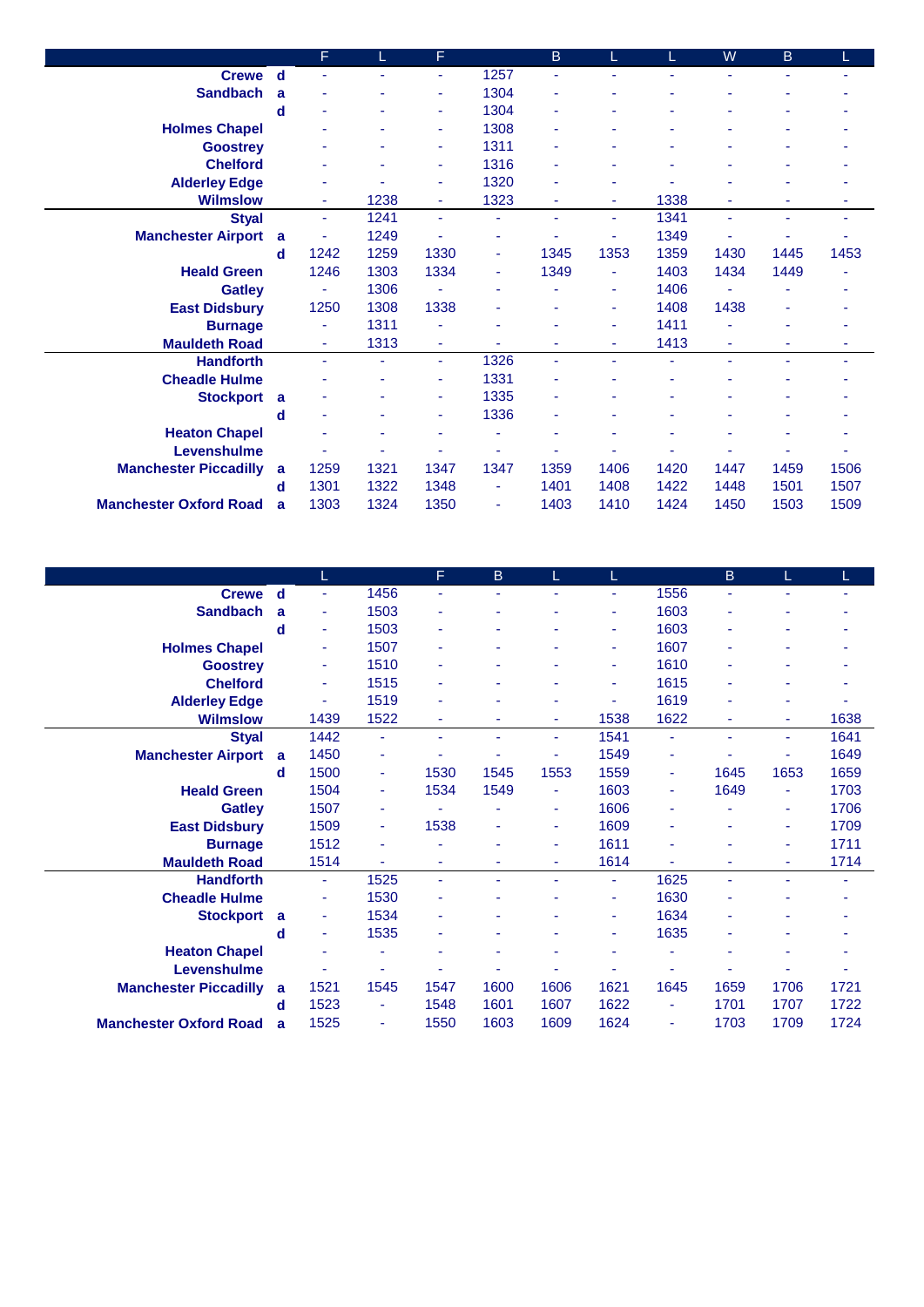| | | F | L | F | | B | L | L | W | B | L |
|---|---|---|---|---|---|---|---|---|---|---|---|
| **Crewe** | **d** | - | - | - | 1257 | - | - | - | - | - | - |
| **Sandbach** | **a** | - | - | - | 1304 | - | - | - | - | - | - |
| | **d** | - | - | - | 1304 | - | - | - | - | - | - |
| **Holmes Chapel** | | - | - | - | 1308 | - | - | - | - | - | - |
| **Goostrey** | | - | - | - | 1311 | - | - | - | - | - | - |
| **Chelford** | | - | - | - | 1316 | - | - | - | - | - | - |
| **Alderley Edge** | | - | - | - | 1320 | - | - | - | - | - | - |
| **Wilmslow** | | - | 1238 | - | 1323 | - | - | 1338 | - | - | - |
| **Styal** | | - | 1241 | - | - | - | - | 1341 | - | - | - |
| **Manchester Airport** | **a** | - | 1249 | - | - | - | - | 1349 | - | - | - |
| | **d** | 1242 | 1259 | 1330 | - | 1345 | 1353 | 1359 | 1430 | 1445 | 1453 |
| **Heald Green** | | 1246 | 1303 | 1334 | - | 1349 | - | 1403 | 1434 | 1449 | - |
| **Gatley** | | - | 1306 | - | - | - | - | 1406 | - | - | - |
| **East Didsbury** | | 1250 | 1308 | 1338 | - | - | - | 1408 | 1438 | - | - |
| **Burnage** | | - | 1311 | - | - | - | - | 1411 | - | - | - |
| **Mauldeth Road** | | - | 1313 | - | - | - | - | 1413 | - | - | - |
| **Handforth** | | - | - | - | 1326 | - | - | - | - | - | - |
| **Cheadle Hulme** | | - | - | - | 1331 | - | - | - | - | - | - |
| **Stockport** | **a** | - | - | - | 1335 | - | - | - | - | - | - |
| | **d** | - | - | - | 1336 | - | - | - | - | - | - |
| **Heaton Chapel** | | - | - | - | - | - | - | - | - | - | - |
| **Levenshulme** | | - | - | - | - | - | - | - | - | - | - |
| **Manchester Piccadilly** | **a** | 1259 | 1321 | 1347 | 1347 | 1359 | 1406 | 1420 | 1447 | 1459 | 1506 |
| | **d** | 1301 | 1322 | 1348 | - | 1401 | 1408 | 1422 | 1448 | 1501 | 1507 |
| **Manchester Oxford Road** | **a** | 1303 | 1324 | 1350 | - | 1403 | 1410 | 1424 | 1450 | 1503 | 1509 |

| | | L | | F | B | L | L | | B | L | L |
|---|---|---|---|---|---|---|---|---|---|---|---|
| **Crewe** | **d** | - | 1456 | - | - | - | - | 1556 | - | - | - |
| **Sandbach** | **a** | - | 1503 | - | - | - | - | 1603 | - | - | - |
| | **d** | - | 1503 | - | - | - | - | 1603 | - | - | - |
| **Holmes Chapel** | | - | 1507 | - | - | - | - | 1607 | - | - | - |
| **Goostrey** | | - | 1510 | - | - | - | - | 1610 | - | - | - |
| **Chelford** | | - | 1515 | - | - | - | - | 1615 | - | - | - |
| **Alderley Edge** | | - | 1519 | - | - | - | - | 1619 | - | - | - |
| **Wilmslow** | | 1439 | 1522 | - | - | - | 1538 | 1622 | - | - | 1638 |
| **Styal** | | 1442 | - | - | - | - | 1541 | - | - | - | 1641 |
| **Manchester Airport** | **a** | 1450 | - | - | - | - | 1549 | - | - | - | 1649 |
| | **d** | 1500 | - | 1530 | 1545 | 1553 | 1559 | - | 1645 | 1653 | 1659 |
| **Heald Green** | | 1504 | - | 1534 | 1549 | - | 1603 | - | 1649 | - | 1703 |
| **Gatley** | | 1507 | - | - | - | - | 1606 | - | - | - | 1706 |
| **East Didsbury** | | 1509 | - | 1538 | - | - | 1609 | - | - | - | 1709 |
| **Burnage** | | 1512 | - | - | - | - | 1611 | - | - | - | 1711 |
| **Mauldeth Road** | | 1514 | - | - | - | - | 1614 | - | - | - | 1714 |
| **Handforth** | | - | 1525 | - | - | - | - | 1625 | - | - | - |
| **Cheadle Hulme** | | - | 1530 | - | - | - | - | 1630 | - | - | - |
| **Stockport** | **a** | - | 1534 | - | - | - | - | 1634 | - | - | - |
| | **d** | - | 1535 | - | - | - | - | 1635 | - | - | - |
| **Heaton Chapel** | | - | - | - | - | - | - | - | - | - | - |
| **Levenshulme** | | - | - | - | - | - | - | - | - | - | - |
| **Manchester Piccadilly** | **a** | 1521 | 1545 | 1547 | 1600 | 1606 | 1621 | 1645 | 1659 | 1706 | 1721 |
| | **d** | 1523 | - | 1548 | 1601 | 1607 | 1622 | - | 1701 | 1707 | 1722 |
| **Manchester Oxford Road** | **a** | 1525 | - | 1550 | 1603 | 1609 | 1624 | - | 1703 | 1709 | 1724 |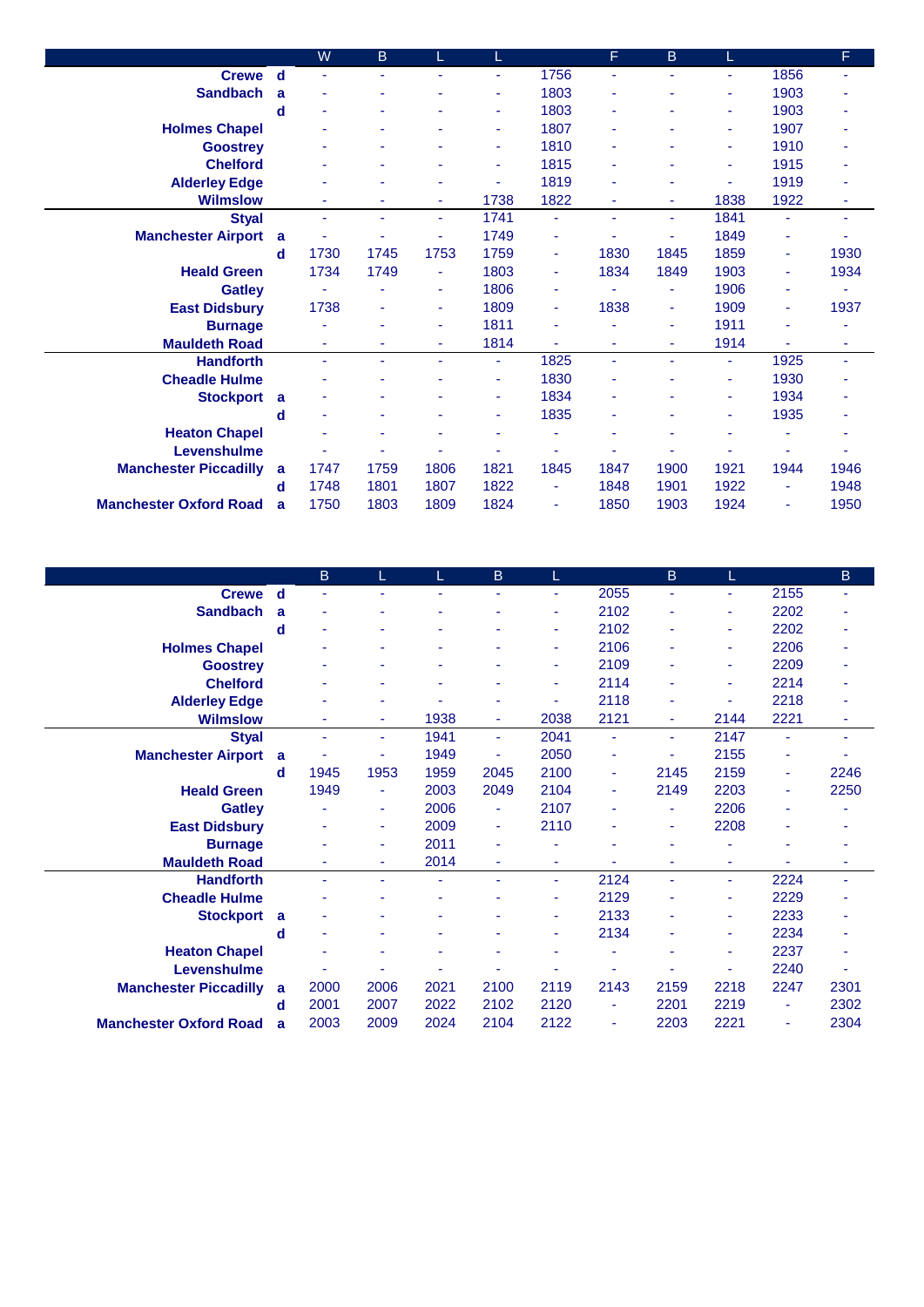| | | W | B | L | L | | F | B | L | | F |
|---|---|---|---|---|---|---|---|---|---|---|---|
| **Crewe** | **d** | - | - | - | - | 1756 | - | - | - | 1856 | - |
| **Sandbach** | **a** | - | - | - | - | 1803 | - | - | - | 1903 | - |
| | **d** | - | - | - | - | 1803 | - | - | - | 1903 | - |
| **Holmes Chapel** | | - | - | - | - | 1807 | - | - | - | 1907 | - |
| **Goostrey** | | - | - | - | - | 1810 | - | - | - | 1910 | - |
| **Chelford** | | - | - | - | - | 1815 | - | - | - | 1915 | - |
| **Alderley Edge** | | - | - | - | - | 1819 | - | - | - | 1919 | - |
| **Wilmslow** | | - | - | - | 1738 | 1822 | - | - | 1838 | 1922 | - |
| **Styal** | | - | - | - | 1741 | - | - | - | 1841 | - | - |
| **Manchester Airport** | **a** | - | - | - | 1749 | - | - | - | 1849 | - | - |
| | **d** | 1730 | 1745 | 1753 | 1759 | - | 1830 | 1845 | 1859 | - | 1930 |
| **Heald Green** | | 1734 | 1749 | - | 1803 | - | 1834 | 1849 | 1903 | - | 1934 |
| **Gatley** | | - | - | - | 1806 | - | - | - | 1906 | - | - |
| **East Didsbury** | | 1738 | - | - | 1809 | - | 1838 | - | 1909 | - | 1937 |
| **Burnage** | | - | - | - | 1811 | - | - | - | 1911 | - | - |
| **Mauldeth Road** | | - | - | - | 1814 | - | - | - | 1914 | - | - |
| **Handforth** | | - | - | - | - | 1825 | - | - | - | 1925 | - |
| **Cheadle Hulme** | | - | - | - | - | 1830 | - | - | - | 1930 | - |
| **Stockport** | **a** | - | - | - | - | 1834 | - | - | - | 1934 | - |
| | **d** | - | - | - | - | 1835 | - | - | - | 1935 | - |
| **Heaton Chapel** | | - | - | - | - | - | - | - | - | - | - |
| **Levenshulme** | | - | - | - | - | - | - | - | - | - | - |
| **Manchester Piccadilly** | **a** | 1747 | 1759 | 1806 | 1821 | 1845 | 1847 | 1900 | 1921 | 1944 | 1946 |
| | **d** | 1748 | 1801 | 1807 | 1822 | - | 1848 | 1901 | 1922 | - | 1948 |
| **Manchester Oxford Road** | **a** | 1750 | 1803 | 1809 | 1824 | - | 1850 | 1903 | 1924 | - | 1950 |

| | | B | L | L | B | L | | B | L | | B |
|---|---|---|---|---|---|---|---|---|---|---|---|
| **Crewe** | **d** | - | - | - | - | - | 2055 | - | - | 2155 | - |
| **Sandbach** | **a** | - | - | - | - | - | 2102 | - | - | 2202 | - |
| | **d** | - | - | - | - | - | 2102 | - | - | 2202 | - |
| **Holmes Chapel** | | - | - | - | - | - | 2106 | - | - | 2206 | - |
| **Goostrey** | | - | - | - | - | - | 2109 | - | - | 2209 | - |
| **Chelford** | | - | - | - | - | - | 2114 | - | - | 2214 | - |
| **Alderley Edge** | | - | - | - | - | - | 2118 | - | - | 2218 | - |
| **Wilmslow** | | - | - | 1938 | - | 2038 | 2121 | - | 2144 | 2221 | - |
| **Styal** | | - | - | 1941 | - | 2041 | - | - | 2147 | - | - |
| **Manchester Airport** | **a** | - | - | 1949 | - | 2050 | - | - | 2155 | - | - |
| | **d** | 1945 | 1953 | 1959 | 2045 | 2100 | - | 2145 | 2159 | - | 2246 |
| **Heald Green** | | 1949 | - | 2003 | 2049 | 2104 | - | 2149 | 2203 | - | 2250 |
| **Gatley** | | - | - | 2006 | - | 2107 | - | - | 2206 | - | - |
| **East Didsbury** | | - | - | 2009 | - | 2110 | - | - | 2208 | - | - |
| **Burnage** | | - | - | 2011 | - | - | - | - | - | - | - |
| **Mauldeth Road** | | - | - | 2014 | - | - | - | - | - | - | - |
| **Handforth** | | - | - | - | - | - | 2124 | - | - | 2224 | - |
| **Cheadle Hulme** | | - | - | - | - | - | 2129 | - | - | 2229 | - |
| **Stockport** | **a** | - | - | - | - | - | 2133 | - | - | 2233 | - |
| | **d** | - | - | - | - | - | 2134 | - | - | 2234 | - |
| **Heaton Chapel** | | - | - | - | - | - | - | - | - | 2237 | - |
| **Levenshulme** | | - | - | - | - | - | - | - | - | 2240 | - |
| **Manchester Piccadilly** | **a** | 2000 | 2006 | 2021 | 2100 | 2119 | 2143 | 2159 | 2218 | 2247 | 2301 |
| | **d** | 2001 | 2007 | 2022 | 2102 | 2120 | - | 2201 | 2219 | - | 2302 |
| **Manchester Oxford Road** | **a** | 2003 | 2009 | 2024 | 2104 | 2122 | - | 2203 | 2221 | - | 2304 |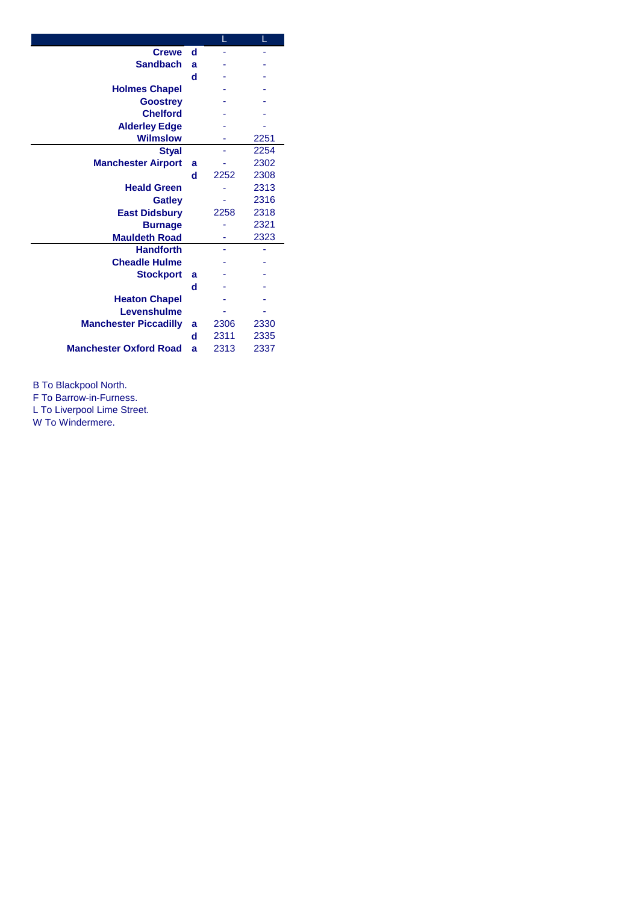| | | L | L |
|---|---|---|---|
| **Crewe** | **d** | - | - |
| **Sandbach** | **a** | - | - |
| | **d** | - | - |
| **Holmes Chapel** | | - | - |
| **Goostrey** | | - | - |
| **Chelford** | | - | - |
| **Alderley Edge** | | - | - |
| **Wilmslow** | | - | 2251 |
| **Styal** | | - | 2254 |
| **Manchester Airport** | **a** | - | 2302 |
| | **d** | 2252 | 2308 |
| **Heald Green** | | - | 2313 |
| **Gatley** | | - | 2316 |
| **East Didsbury** | | 2258 | 2318 |
| **Burnage** | | - | 2321 |
| **Mauldeth Road** | | - | 2323 |
| **Handforth** | | - | - |
| **Cheadle Hulme** | | - | - |
| **Stockport** | **a** | - | - |
| | **d** | - | - |
| **Heaton Chapel** | | - | - |
| **Levenshulme** | | - | - |
| **Manchester Piccadilly** | **a** | 2306 | 2330 |
| | **d** | 2311 | 2335 |
| **Manchester Oxford Road** | **a** | 2313 | 2337 |

B To Blackpool North.
F To Barrow-in-Furness.
L To Liverpool Lime Street.
W To Windermere.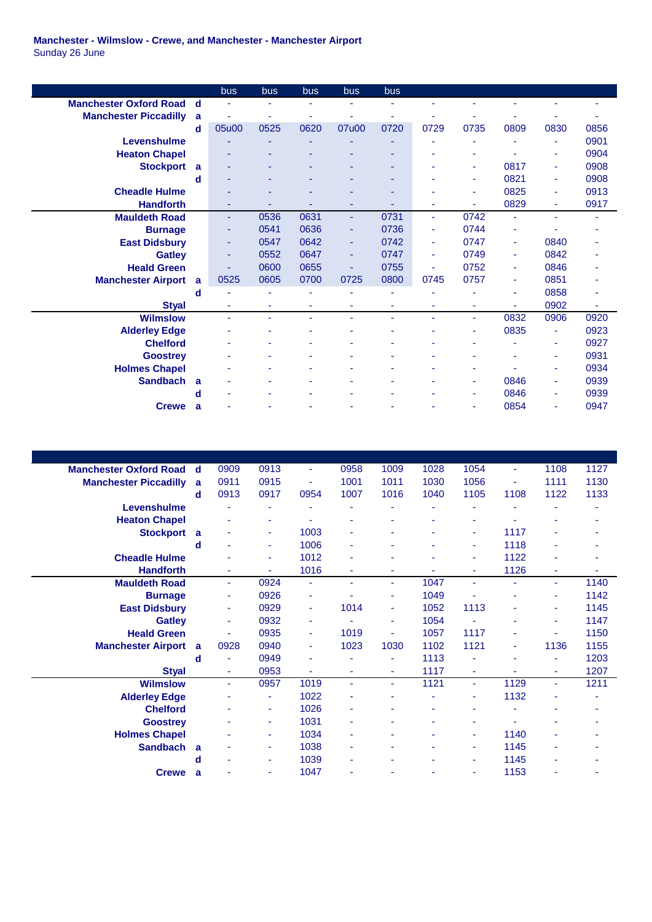**Manchester - Wilmslow - Crewe, and Manchester - Manchester Airport**
Sunday 26 June

| | | bus | bus | bus | bus | bus | | | | | |
|---|---|---|---|---|---|---|---|---|---|---|---|
| Manchester Oxford Road | d | - | - | - | - | - | - | - | - | - | - |
| Manchester Piccadilly | a | - | - | - | - | - | - | - | - | - | - |
| | d | 05u00 | 0525 | 0620 | 07u00 | 0720 | 0729 | 0735 | 0809 | 0830 | 0856 |
| Levenshulme | | - | - | - | - | - | - | - | - | - | 0901 |
| Heaton Chapel | | - | - | - | - | - | - | - | - | - | 0904 |
| Stockport | a | - | - | - | - | - | - | - | 0817 | - | 0908 |
| | d | - | - | - | - | - | - | - | 0821 | - | 0908 |
| Cheadle Hulme | | - | - | - | - | - | - | - | 0825 | - | 0913 |
| Handforth | | - | - | - | - | - | - | - | 0829 | - | 0917 |
| Mauldeth Road | | - | 0536 | 0631 | - | 0731 | - | 0742 | - | - | - |
| Burnage | | - | 0541 | 0636 | - | 0736 | - | 0744 | - | - | - |
| East Didsbury | | - | 0547 | 0642 | - | 0742 | - | 0747 | - | 0840 | - |
| Gatley | | - | 0552 | 0647 | - | 0747 | - | 0749 | - | 0842 | - |
| Heald Green | | - | 0600 | 0655 | - | 0755 | - | 0752 | - | 0846 | - |
| Manchester Airport | a | 0525 | 0605 | 0700 | 0725 | 0800 | 0745 | 0757 | - | 0851 | - |
| | d | - | - | - | - | - | - | - | - | 0858 | - |
| Styal | | - | - | - | - | - | - | - | - | 0902 | - |
| Wilmslow | | - | - | - | - | - | - | - | 0832 | 0906 | 0920 |
| Alderley Edge | | - | - | - | - | - | - | - | 0835 | - | 0923 |
| Chelford | | - | - | - | - | - | - | - | - | - | 0927 |
| Goostrey | | - | - | - | - | - | - | - | - | - | 0931 |
| Holmes Chapel | | - | - | - | - | - | - | - | - | - | 0934 |
| Sandbach | a | - | - | - | - | - | - | - | 0846 | - | 0939 |
| | d | - | - | - | - | - | - | - | 0846 | - | 0939 |
| Crewe | a | - | - | - | - | - | - | - | 0854 | - | 0947 |

| | | | | | | | | | | | |
|---|---|---|---|---|---|---|---|---|---|---|---|
| Manchester Oxford Road | d | 0909 | 0913 | - | 0958 | 1009 | 1028 | 1054 | - | 1108 | 1127 |
| Manchester Piccadilly | a | 0911 | 0915 | - | 1001 | 1011 | 1030 | 1056 | - | 1111 | 1130 |
| | d | 0913 | 0917 | 0954 | 1007 | 1016 | 1040 | 1105 | 1108 | 1122 | 1133 |
| Levenshulme | | - | - | - | - | - | - | - | - | - | - |
| Heaton Chapel | | - | - | - | - | - | - | - | - | - | - |
| Stockport | a | - | - | 1003 | - | - | - | - | 1117 | - | - |
| | d | - | - | 1006 | - | - | - | - | 1118 | - | - |
| Cheadle Hulme | | - | - | 1012 | - | - | - | - | 1122 | - | - |
| Handforth | | - | - | 1016 | - | - | - | - | 1126 | - | - |
| Mauldeth Road | | - | 0924 | - | - | - | 1047 | - | - | - | 1140 |
| Burnage | | - | 0926 | - | - | - | 1049 | - | - | - | 1142 |
| East Didsbury | | - | 0929 | - | 1014 | - | 1052 | 1113 | - | - | 1145 |
| Gatley | | - | 0932 | - | - | - | 1054 | - | - | - | 1147 |
| Heald Green | | - | 0935 | - | 1019 | - | 1057 | 1117 | - | - | 1150 |
| Manchester Airport | a | 0928 | 0940 | - | 1023 | 1030 | 1102 | 1121 | - | 1136 | 1155 |
| | d | - | 0949 | - | - | - | 1113 | - | - | - | 1203 |
| Styal | | - | 0953 | - | - | - | 1117 | - | - | - | 1207 |
| Wilmslow | | - | 0957 | 1019 | - | - | 1121 | - | 1129 | - | 1211 |
| Alderley Edge | | - | - | 1022 | - | - | - | - | 1132 | - | - |
| Chelford | | - | - | 1026 | - | - | - | - | - | - | - |
| Goostrey | | - | - | 1031 | - | - | - | - | - | - | - |
| Holmes Chapel | | - | - | 1034 | - | - | - | - | 1140 | - | - |
| Sandbach | a | - | - | 1038 | - | - | - | - | 1145 | - | - |
| | d | - | - | 1039 | - | - | - | - | 1145 | - | - |
| Crewe | a | - | - | 1047 | - | - | - | - | 1153 | - | - |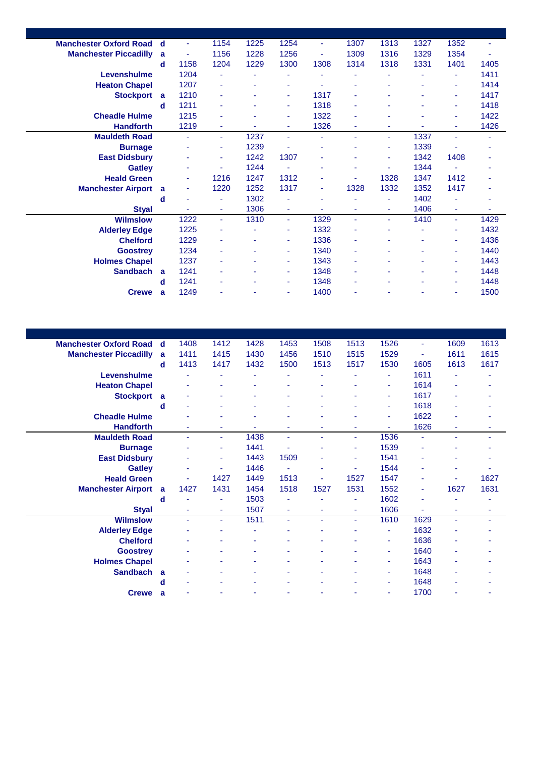| Station | | | | | | | | | | | |
|---|---|---|---|---|---|---|---|---|---|---|---|
| Manchester Oxford Road | d | - | 1154 | 1225 | 1254 | - | 1307 | 1313 | 1327 | 1352 | - |
| Manchester Piccadilly | a | - | 1156 | 1228 | 1256 | - | 1309 | 1316 | 1329 | 1354 | - |
| | d | 1158 | 1204 | 1229 | 1300 | 1308 | 1314 | 1318 | 1331 | 1401 | 1405 |
| Levenshulme | | 1204 | - | - | - | - | - | - | - | - | 1411 |
| Heaton Chapel | | 1207 | - | - | - | - | - | - | - | - | 1414 |
| Stockport | a | 1210 | - | - | - | 1317 | - | - | - | - | 1417 |
| | d | 1211 | - | - | - | 1318 | - | - | - | - | 1418 |
| Cheadle Hulme | | 1215 | - | - | - | 1322 | - | - | - | - | 1422 |
| Handforth | | 1219 | - | - | - | 1326 | - | - | - | - | 1426 |
| Mauldeth Road | | - | - | 1237 | - | - | - | - | 1337 | - | - |
| Burnage | | - | - | 1239 | - | - | - | - | 1339 | - | - |
| East Didsbury | | - | - | 1242 | 1307 | - | - | - | 1342 | 1408 | - |
| Gatley | | - | - | 1244 | - | - | - | - | 1344 | - | - |
| Heald Green | | - | 1216 | 1247 | 1312 | - | - | 1328 | 1347 | 1412 | - |
| Manchester Airport | a | - | 1220 | 1252 | 1317 | - | 1328 | 1332 | 1352 | 1417 | - |
| | d | - | - | 1302 | - | - | - | - | 1402 | - | - |
| Styal | | - | - | 1306 | - | - | - | - | 1406 | - | - |
| Wilmslow | | 1222 | - | 1310 | - | 1329 | - | - | 1410 | - | 1429 |
| Alderley Edge | | 1225 | - | - | - | 1332 | - | - | - | - | 1432 |
| Chelford | | 1229 | - | - | - | 1336 | - | - | - | - | 1436 |
| Goostrey | | 1234 | - | - | - | 1340 | - | - | - | - | 1440 |
| Holmes Chapel | | 1237 | - | - | - | 1343 | - | - | - | - | 1443 |
| Sandbach | a | 1241 | - | - | - | 1348 | - | - | - | - | 1448 |
| | d | 1241 | - | - | - | 1348 | - | - | - | - | 1448 |
| Crewe | a | 1249 | - | - | - | 1400 | - | - | - | - | 1500 |

| Station | | | | | | | | | | | |
|---|---|---|---|---|---|---|---|---|---|---|---|
| Manchester Oxford Road | d | 1408 | 1412 | 1428 | 1453 | 1508 | 1513 | 1526 | - | 1609 | 1613 |
| Manchester Piccadilly | a | 1411 | 1415 | 1430 | 1456 | 1510 | 1515 | 1529 | - | 1611 | 1615 |
| | d | 1413 | 1417 | 1432 | 1500 | 1513 | 1517 | 1530 | 1605 | 1613 | 1617 |
| Levenshulme | | - | - | - | - | - | - | - | 1611 | - | - |
| Heaton Chapel | | - | - | - | - | - | - | - | 1614 | - | - |
| Stockport | a | - | - | - | - | - | - | - | 1617 | - | - |
| | d | - | - | - | - | - | - | - | 1618 | - | - |
| Cheadle Hulme | | - | - | - | - | - | - | - | 1622 | - | - |
| Handforth | | - | - | - | - | - | - | - | 1626 | - | - |
| Mauldeth Road | | - | - | 1438 | - | - | - | 1536 | - | - | - |
| Burnage | | - | - | 1441 | - | - | - | 1539 | - | - | - |
| East Didsbury | | - | - | 1443 | 1509 | - | - | 1541 | - | - | - |
| Gatley | | - | - | 1446 | - | - | - | 1544 | - | - | - |
| Heald Green | | - | 1427 | 1449 | 1513 | - | 1527 | 1547 | - | - | 1627 |
| Manchester Airport | a | 1427 | 1431 | 1454 | 1518 | 1527 | 1531 | 1552 | - | 1627 | 1631 |
| | d | - | - | 1503 | - | - | - | 1602 | - | - | - |
| Styal | | - | - | 1507 | - | - | - | 1606 | - | - | - |
| Wilmslow | | - | - | 1511 | - | - | - | 1610 | 1629 | - | - |
| Alderley Edge | | - | - | - | - | - | - | - | 1632 | - | - |
| Chelford | | - | - | - | - | - | - | - | 1636 | - | - |
| Goostrey | | - | - | - | - | - | - | - | 1640 | - | - |
| Holmes Chapel | | - | - | - | - | - | - | - | 1643 | - | - |
| Sandbach | a | - | - | - | - | - | - | - | 1648 | - | - |
| | d | - | - | - | - | - | - | - | 1648 | - | - |
| Crewe | a | - | - | - | - | - | - | - | 1700 | - | - |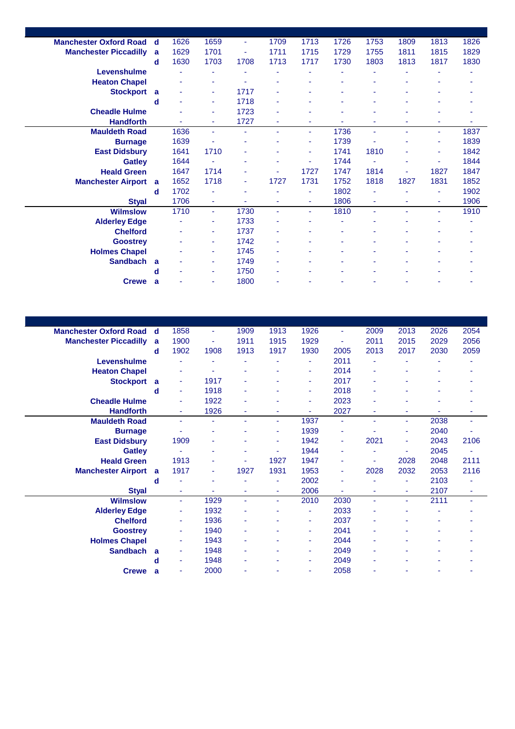| | | | | | | | | | | | |
|---|---|---|---|---|---|---|---|---|---|---|---|
| **Manchester Oxford Road** | **d** | 1626 | 1659 | - | 1709 | 1713 | 1726 | 1753 | 1809 | 1813 | 1826 |
| **Manchester Piccadilly** | **a** | 1629 | 1701 | - | 1711 | 1715 | 1729 | 1755 | 1811 | 1815 | 1829 |
| | **d** | 1630 | 1703 | 1708 | 1713 | 1717 | 1730 | 1803 | 1813 | 1817 | 1830 |
| **Levenshulme** | | - | - | - | - | - | - | - | - | - | - |
| **Heaton Chapel** | | - | - | - | - | - | - | - | - | - | - |
| **Stockport** | **a** | - | - | 1717 | - | - | - | - | - | - | - |
| | **d** | - | - | 1718 | - | - | - | - | - | - | - |
| **Cheadle Hulme** | | - | - | 1723 | - | - | - | - | - | - | - |
| **Handforth** | | - | - | 1727 | - | - | - | - | - | - | - |
| **Mauldeth Road** | | 1636 | - | - | - | - | 1736 | - | - | - | 1837 |
| **Burnage** | | 1639 | - | - | - | - | 1739 | - | - | - | 1839 |
| **East Didsbury** | | 1641 | 1710 | - | - | - | 1741 | 1810 | - | - | 1842 |
| **Gatley** | | 1644 | - | - | - | - | 1744 | - | - | - | 1844 |
| **Heald Green** | | 1647 | 1714 | - | - | 1727 | 1747 | 1814 | - | 1827 | 1847 |
| **Manchester Airport** | **a** | 1652 | 1718 | - | 1727 | 1731 | 1752 | 1818 | 1827 | 1831 | 1852 |
| | **d** | 1702 | - | - | - | - | 1802 | - | - | - | 1902 |
| **Styal** | | 1706 | - | - | - | - | 1806 | - | - | - | 1906 |
| **Wilmslow** | | 1710 | - | 1730 | - | - | 1810 | - | - | - | 1910 |
| **Alderley Edge** | | - | - | 1733 | - | - | - | - | - | - | - |
| **Chelford** | | - | - | 1737 | - | - | - | - | - | - | - |
| **Goostrey** | | - | - | 1742 | - | - | - | - | - | - | - |
| **Holmes Chapel** | | - | - | 1745 | - | - | - | - | - | - | - |
| **Sandbach** | **a** | - | - | 1749 | - | - | - | - | - | - | - |
| | **d** | - | - | 1750 | - | - | - | - | - | - | - |
| **Crewe** | **a** | - | - | 1800 | - | - | - | - | - | - | - |

| | | | | | | | | | | | |
|---|---|---|---|---|---|---|---|---|---|---|---|
| **Manchester Oxford Road** | **d** | 1858 | - | 1909 | 1913 | 1926 | - | 2009 | 2013 | 2026 | 2054 |
| **Manchester Piccadilly** | **a** | 1900 | - | 1911 | 1915 | 1929 | - | 2011 | 2015 | 2029 | 2056 |
| | **d** | 1902 | 1908 | 1913 | 1917 | 1930 | 2005 | 2013 | 2017 | 2030 | 2059 |
| **Levenshulme** | | - | - | - | - | - | 2011 | - | - | - | - |
| **Heaton Chapel** | | - | - | - | - | - | 2014 | - | - | - | - |
| **Stockport** | **a** | - | 1917 | - | - | - | 2017 | - | - | - | - |
| | **d** | - | 1918 | - | - | - | 2018 | - | - | - | - |
| **Cheadle Hulme** | | - | 1922 | - | - | - | 2023 | - | - | - | - |
| **Handforth** | | - | 1926 | - | - | - | 2027 | - | - | - | - |
| **Mauldeth Road** | | - | - | - | - | 1937 | - | - | - | 2038 | - |
| **Burnage** | | - | - | - | - | 1939 | - | - | - | 2040 | - |
| **East Didsbury** | | 1909 | - | - | - | 1942 | - | 2021 | - | 2043 | 2106 |
| **Gatley** | | - | - | - | - | 1944 | - | - | - | 2045 | - |
| **Heald Green** | | 1913 | - | - | 1927 | 1947 | - | - | 2028 | 2048 | 2111 |
| **Manchester Airport** | **a** | 1917 | - | 1927 | 1931 | 1953 | - | 2028 | 2032 | 2053 | 2116 |
| | **d** | - | - | - | - | 2002 | - | - | - | 2103 | - |
| **Styal** | | - | - | - | - | 2006 | - | - | - | 2107 | - |
| **Wilmslow** | | - | 1929 | - | - | 2010 | 2030 | - | - | 2111 | - |
| **Alderley Edge** | | - | 1932 | - | - | - | 2033 | - | - | - | - |
| **Chelford** | | - | 1936 | - | - | - | 2037 | - | - | - | - |
| **Goostrey** | | - | 1940 | - | - | - | 2041 | - | - | - | - |
| **Holmes Chapel** | | - | 1943 | - | - | - | 2044 | - | - | - | - |
| **Sandbach** | **a** | - | 1948 | - | - | - | 2049 | - | - | - | - |
| | **d** | - | 1948 | - | - | - | 2049 | - | - | - | - |
| **Crewe** | **a** | - | 2000 | - | - | - | 2058 | - | - | - | - |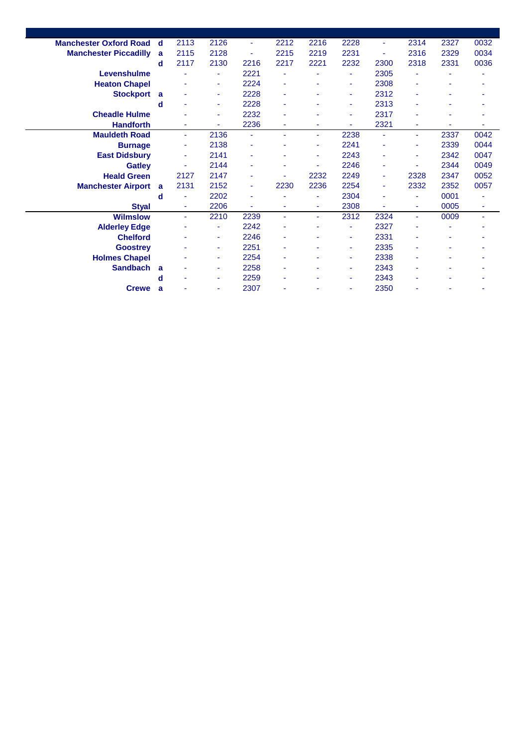| | | | | | | | | | | | |
|---|---|---|---|---|---|---|---|---|---|---|---|
| **Manchester Oxford Road** | **d** | 2113 | 2126 | - | 2212 | 2216 | 2228 | - | 2314 | 2327 | 0032 |
| **Manchester Piccadilly** | **a** | 2115 | 2128 | - | 2215 | 2219 | 2231 | - | 2316 | 2329 | 0034 |
| | **d** | 2117 | 2130 | 2216 | 2217 | 2221 | 2232 | 2300 | 2318 | 2331 | 0036 |
| **Levenshulme** | | - | - | 2221 | - | - | - | 2305 | - | - | - |
| **Heaton Chapel** | | - | - | 2224 | - | - | - | 2308 | - | - | - |
| **Stockport** | **a** | - | - | 2228 | - | - | - | 2312 | - | - | - |
| | **d** | - | - | 2228 | - | - | - | 2313 | - | - | - |
| **Cheadle Hulme** | | - | - | 2232 | - | - | - | 2317 | - | - | - |
| **Handforth** | | - | - | 2236 | - | - | - | 2321 | - | - | - |
| **Mauldeth Road** | | - | 2136 | - | - | - | 2238 | - | - | 2337 | 0042 |
| **Burnage** | | - | 2138 | - | - | - | 2241 | - | - | 2339 | 0044 |
| **East Didsbury** | | - | 2141 | - | - | - | 2243 | - | - | 2342 | 0047 |
| **Gatley** | | - | 2144 | - | - | - | 2246 | - | - | 2344 | 0049 |
| **Heald Green** | | 2127 | 2147 | - | - | 2232 | 2249 | - | 2328 | 2347 | 0052 |
| **Manchester Airport** | **a** | 2131 | 2152 | - | 2230 | 2236 | 2254 | - | 2332 | 2352 | 0057 |
| | **d** | - | 2202 | - | - | - | 2304 | - | - | 0001 | - |
| **Styal** | | - | 2206 | - | - | - | 2308 | - | - | 0005 | - |
| **Wilmslow** | | - | 2210 | 2239 | - | - | 2312 | 2324 | - | 0009 | - |
| **Alderley Edge** | | - | - | 2242 | - | - | - | 2327 | - | - | - |
| **Chelford** | | - | - | 2246 | - | - | - | 2331 | - | - | - |
| **Goostrey** | | - | - | 2251 | - | - | - | 2335 | - | - | - |
| **Holmes Chapel** | | - | - | 2254 | - | - | - | 2338 | - | - | - |
| **Sandbach** | **a** | - | - | 2258 | - | - | - | 2343 | - | - | - |
| | **d** | - | - | 2259 | - | - | - | 2343 | - | - | - |
| **Crewe** | **a** | - | - | 2307 | - | - | - | 2350 | - | - | - |